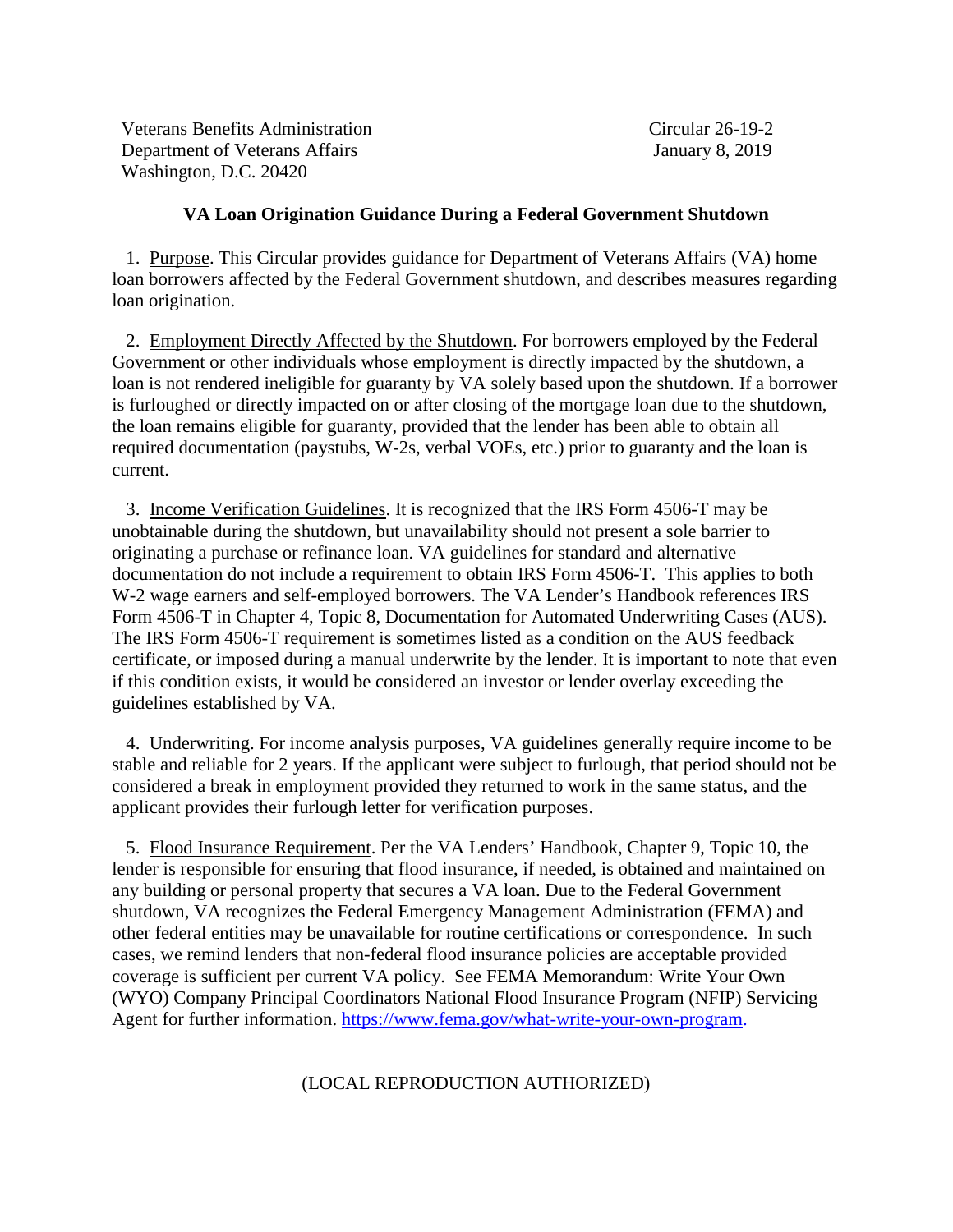Veterans Benefits Administration
Department of Veterans Affairs
Washington, D.C. 20420

Circular 26-19-2
January 8, 2019

**VA Loan Origination Guidance During a Federal Government Shutdown**

1. Purpose. This Circular provides guidance for Department of Veterans Affairs (VA) home loan borrowers affected by the Federal Government shutdown, and describes measures regarding loan origination.

2. Employment Directly Affected by the Shutdown. For borrowers employed by the Federal Government or other individuals whose employment is directly impacted by the shutdown, a loan is not rendered ineligible for guaranty by VA solely based upon the shutdown. If a borrower is furloughed or directly impacted on or after closing of the mortgage loan due to the shutdown, the loan remains eligible for guaranty, provided that the lender has been able to obtain all required documentation (paystubs, W-2s, verbal VOEs, etc.) prior to guaranty and the loan is current.

3. Income Verification Guidelines. It is recognized that the IRS Form 4506-T may be unobtainable during the shutdown, but unavailability should not present a sole barrier to originating a purchase or refinance loan. VA guidelines for standard and alternative documentation do not include a requirement to obtain IRS Form 4506-T. This applies to both W-2 wage earners and self-employed borrowers. The VA Lender's Handbook references IRS Form 4506-T in Chapter 4, Topic 8, Documentation for Automated Underwriting Cases (AUS). The IRS Form 4506-T requirement is sometimes listed as a condition on the AUS feedback certificate, or imposed during a manual underwrite by the lender. It is important to note that even if this condition exists, it would be considered an investor or lender overlay exceeding the guidelines established by VA.

4. Underwriting. For income analysis purposes, VA guidelines generally require income to be stable and reliable for 2 years. If the applicant were subject to furlough, that period should not be considered a break in employment provided they returned to work in the same status, and the applicant provides their furlough letter for verification purposes.

5. Flood Insurance Requirement. Per the VA Lenders' Handbook, Chapter 9, Topic 10, the lender is responsible for ensuring that flood insurance, if needed, is obtained and maintained on any building or personal property that secures a VA loan. Due to the Federal Government shutdown, VA recognizes the Federal Emergency Management Administration (FEMA) and other federal entities may be unavailable for routine certifications or correspondence. In such cases, we remind lenders that non-federal flood insurance policies are acceptable provided coverage is sufficient per current VA policy. See FEMA Memorandum: Write Your Own (WYO) Company Principal Coordinators National Flood Insurance Program (NFIP) Servicing Agent for further information. https://www.fema.gov/what-write-your-own-program.

(LOCAL REPRODUCTION AUTHORIZED)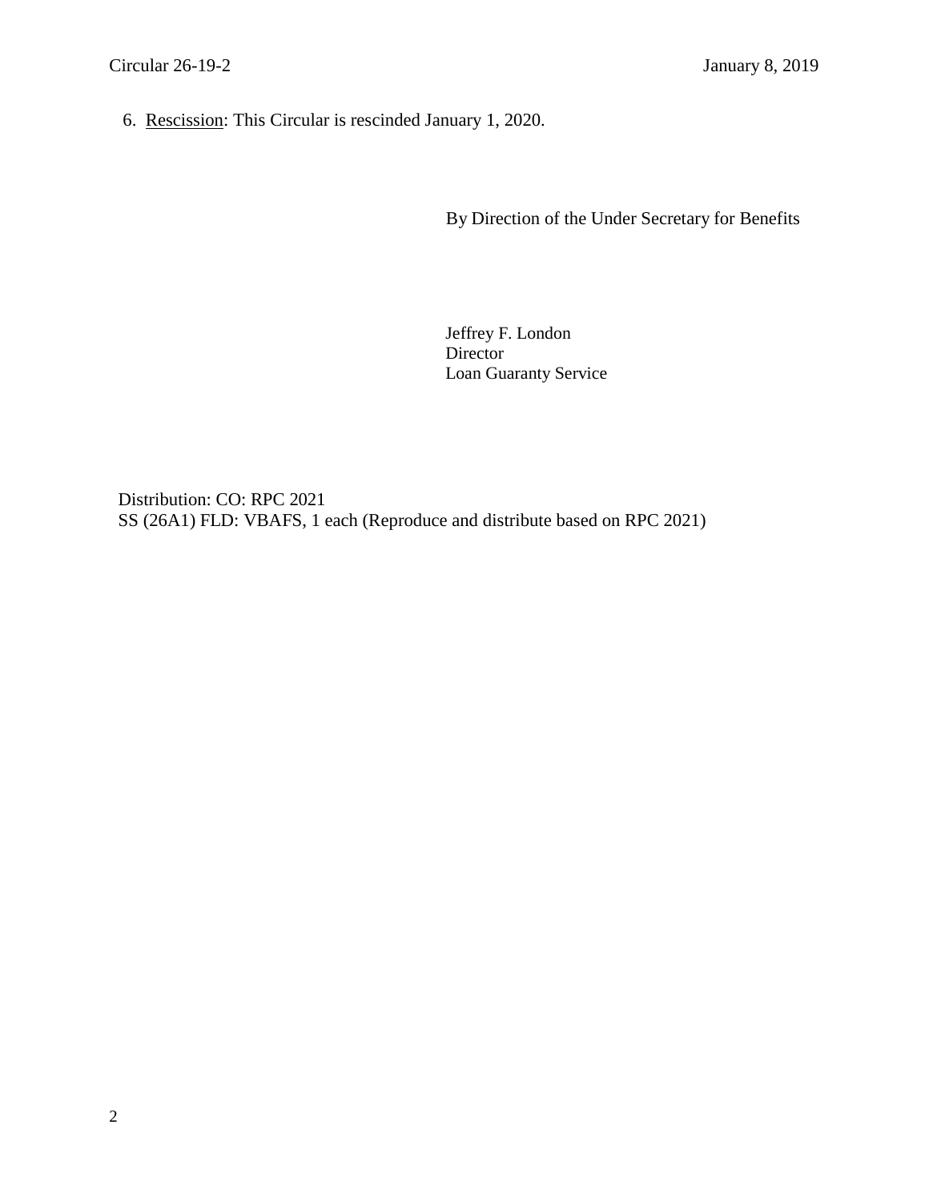6. Rescission: This Circular is rescinded January 1, 2020.

By Direction of the Under Secretary for Benefits

Jeffrey F. London
Director
Loan Guaranty Service

Distribution: CO: RPC 2021
SS (26A1) FLD: VBAFS, 1 each (Reproduce and distribute based on RPC 2021)